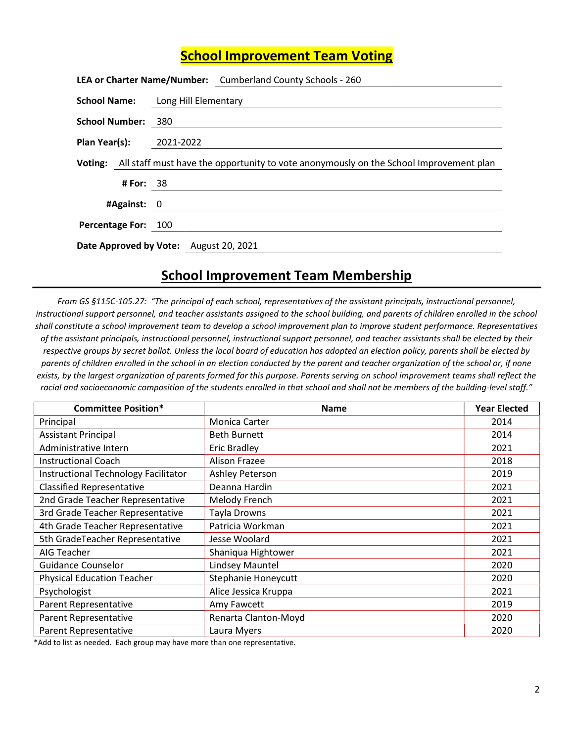## School Improvement Team Voting

**LEA or Charter Name/Number:** Cumberland County Schools - 260

**School Name:** Long Hill Elementary

**School Number:** 380

**Plan Year(s):** 2021-2022

**Voting:** All staff must have the opportunity to vote anonymously on the School Improvement plan

**# For:** 38

**#Against:** 0

**Percentage For:** 100

**Date Approved by Vote:** August 20, 2021

## School Improvement Team Membership

*From GS §115C-105.27: "The principal of each school, representatives of the assistant principals, instructional personnel, instructional support personnel, and teacher assistants assigned to the school building, and parents of children enrolled in the school shall constitute a school improvement team to develop a school improvement plan to improve student performance. Representatives of the assistant principals, instructional personnel, instructional support personnel, and teacher assistants shall be elected by their respective groups by secret ballot. Unless the local board of education has adopted an election policy, parents shall be elected by parents of children enrolled in the school in an election conducted by the parent and teacher organization of the school or, if none exists, by the largest organization of parents formed for this purpose. Parents serving on school improvement teams shall reflect the racial and socioeconomic composition of the students enrolled in that school and shall not be members of the building-level staff."*

| Committee Position* | Name | Year Elected |
|---|---|---|
| Principal | Monica Carter | 2014 |
| Assistant Principal | Beth Burnett | 2014 |
| Administrative Intern | Eric Bradley | 2021 |
| Instructional Coach | Alison Frazee | 2018 |
| Instructional Technology Facilitator | Ashley Peterson | 2019 |
| Classified Representative | Deanna Hardin | 2021 |
| 2nd Grade Teacher Representative | Melody French | 2021 |
| 3rd Grade Teacher Representative | Tayla Drowns | 2021 |
| 4th Grade Teacher Representative | Patricia Workman | 2021 |
| 5th GradeTeacher Representative | Jesse Woolard | 2021 |
| AIG Teacher | Shaniqua Hightower | 2021 |
| Guidance Counselor | Lindsey Mauntel | 2020 |
| Physical Education Teacher | Stephanie Honeycutt | 2020 |
| Psychologist | Alice Jessica Kruppa | 2021 |
| Parent Representative | Amy Fawcett | 2019 |
| Parent Representative | Renarta Clanton-Moyd | 2020 |
| Parent Representative | Laura Myers | 2020 |

*Add to list as needed. Each group may have more than one representative.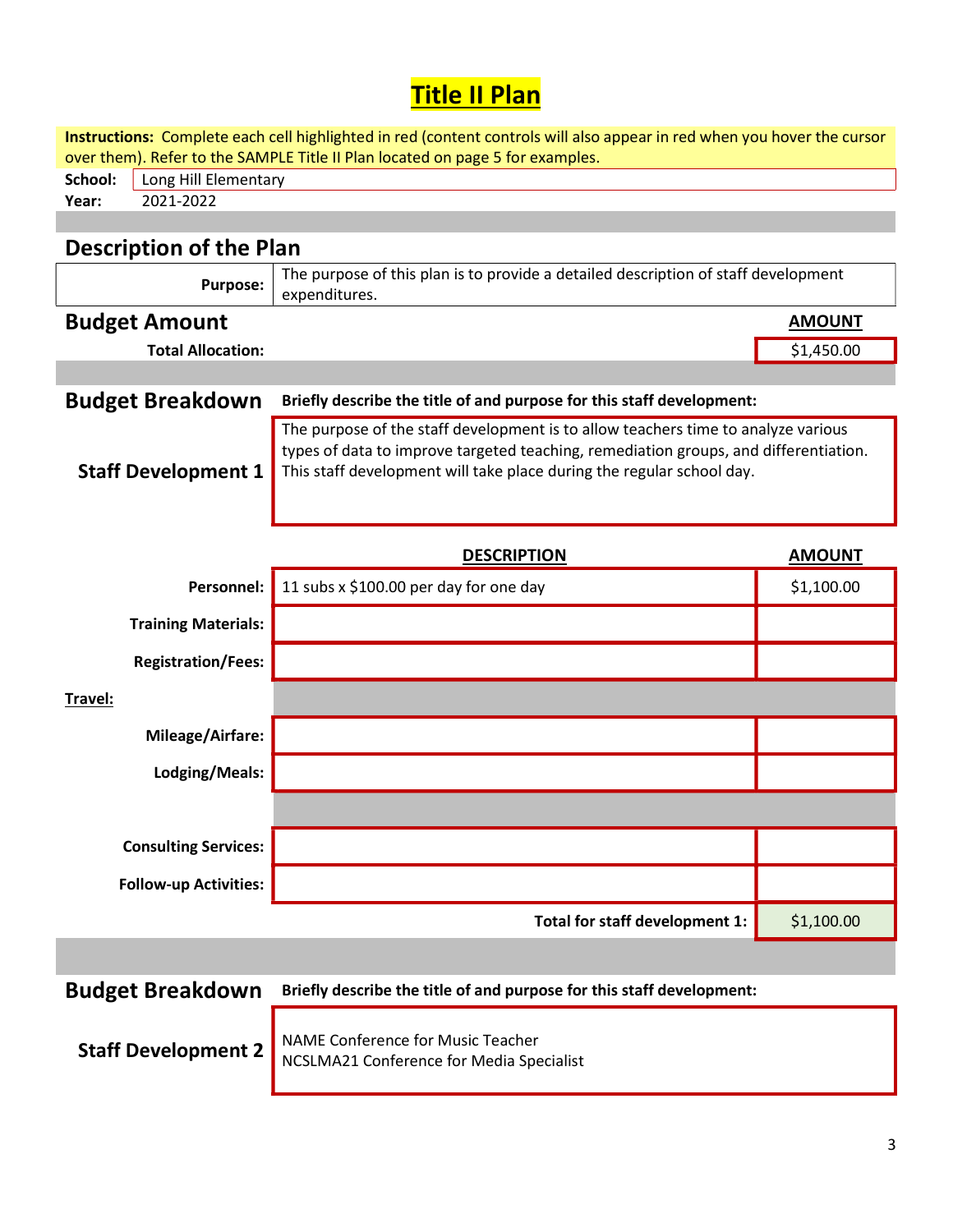# Title II Plan

**Instructions:** Complete each cell highlighted in red (content controls will also appear in red when you hover the cursor over them). Refer to the SAMPLE Title II Plan located on page 5 for examples.

**School:** Long Hill Elementary
**Year:** 2021-2022

## Description of the Plan

| | |
|---|---|
| **Purpose:** | The purpose of this plan is to provide a detailed description of staff development expenditures. |

## Budget Amount

| | AMOUNT |
|---|---|
| **Total Allocation:** | $1,450.00 |

## Budget Breakdown

**Staff Development 1**

**Briefly describe the title of and purpose for this staff development:**

The purpose of the staff development is to allow teachers time to analyze various types of data to improve targeted teaching, remediation groups, and differentiation. This staff development will take place during the regular school day.

| | DESCRIPTION | AMOUNT |
|---|---|---|
| **Personnel:** | 11 subs x $100.00 per day for one day | $1,100.00 |
| **Training Materials:** | | |
| **Registration/Fees:** | | |
| **Travel:** | | |
| **Mileage/Airfare:** | | |
| **Lodging/Meals:** | | |
| **Consulting Services:** | | |
| **Follow-up Activities:** | | |
| | **Total for staff development 1:** | $1,100.00 |

## Budget Breakdown

**Staff Development 2**

**Briefly describe the title of and purpose for this staff development:**

NAME Conference for Music Teacher
NCSLMA21 Conference for Media Specialist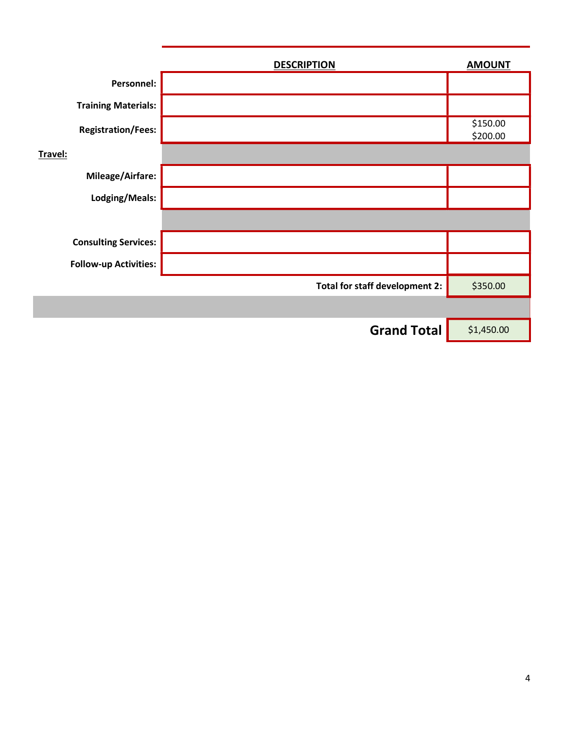| | DESCRIPTION | AMOUNT |
|---|---|---|
| **Personnel:** | | |
| **Training Materials:** | | |
| **Registration/Fees:** | | $150.00<br>$200.00 |
| **Travel:** | | |
| **Mileage/Airfare:** | | |
| **Lodging/Meals:** | | |
| | | |
| **Consulting Services:** | | |
| **Follow-up Activities:** | | |
| | **Total for staff development 2:** | $350.00 |
| | | |
| | **Grand Total** | $1,450.00 |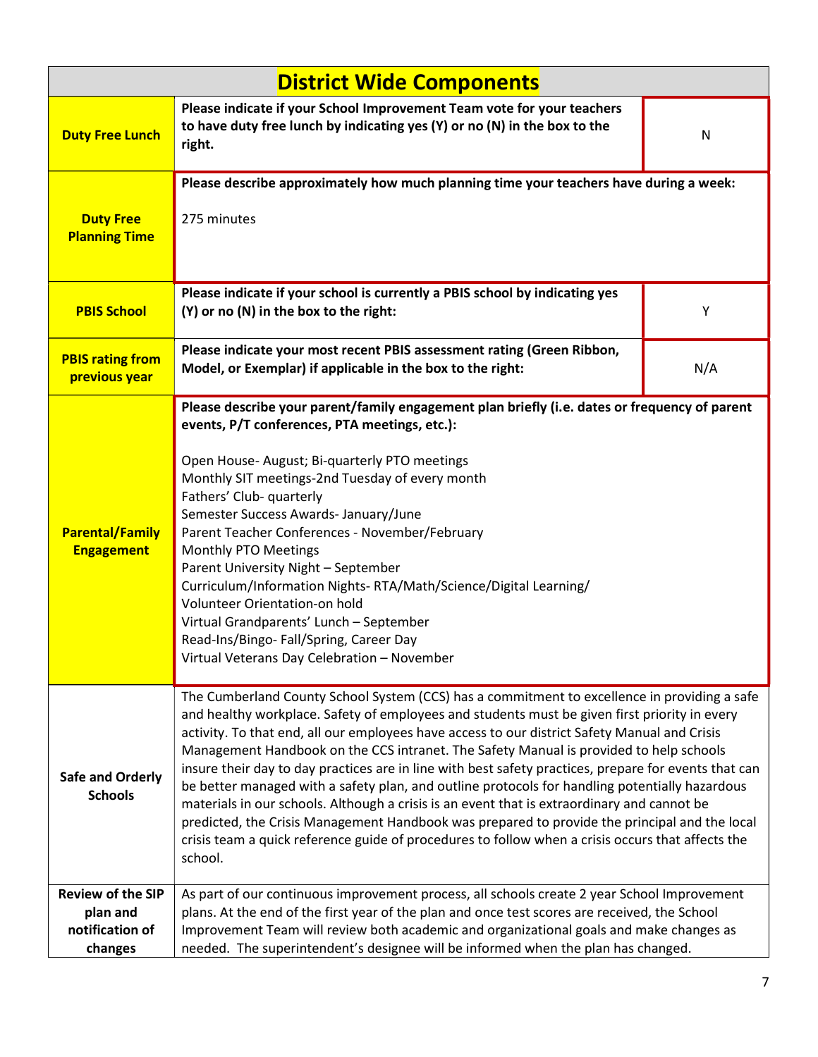# District Wide Components

| | | |
|---|---|---|
| **Duty Free Lunch** | **Please indicate if your School Improvement Team vote for your teachers to have duty free lunch by indicating yes (Y) or no (N) in the box to the right.** | N |
| **Duty Free Planning Time** | **Please describe approximately how much planning time your teachers have during a week:**<br><br>275 minutes | |
| **PBIS School** | **Please indicate if your school is currently a PBIS school by indicating yes (Y) or no (N) in the box to the right:** | Y |
| **PBIS rating from previous year** | **Please indicate your most recent PBIS assessment rating (Green Ribbon, Model, or Exemplar) if applicable in the box to the right:** | N/A |
| **Parental/Family Engagement** | **Please describe your parent/family engagement plan briefly (i.e. dates or frequency of parent events, P/T conferences, PTA meetings, etc.):**<br><br>Open House- August; Bi-quarterly PTO meetings<br>Monthly SIT meetings-2nd Tuesday of every month<br>Fathers' Club- quarterly<br>Semester Success Awards- January/June<br>Parent Teacher Conferences - November/February<br>Monthly PTO Meetings<br>Parent University Night – September<br>Curriculum/Information Nights- RTA/Math/Science/Digital Learning/<br>Volunteer Orientation-on hold<br>Virtual Grandparents' Lunch – September<br>Read-Ins/Bingo- Fall/Spring, Career Day<br>Virtual Veterans Day Celebration – November | |
| **Safe and Orderly Schools** | The Cumberland County School System (CCS) has a commitment to excellence in providing a safe and healthy workplace. Safety of employees and students must be given first priority in every activity. To that end, all our employees have access to our district Safety Manual and Crisis Management Handbook on the CCS intranet. The Safety Manual is provided to help schools insure their day to day practices are in line with best safety practices, prepare for events that can be better managed with a safety plan, and outline protocols for handling potentially hazardous materials in our schools. Although a crisis is an event that is extraordinary and cannot be predicted, the Crisis Management Handbook was prepared to provide the principal and the local crisis team a quick reference guide of procedures to follow when a crisis occurs that affects the school. | |
| **Review of the SIP plan and notification of changes** | As part of our continuous improvement process, all schools create 2 year School Improvement plans. At the end of the first year of the plan and once test scores are received, the School Improvement Team will review both academic and organizational goals and make changes as needed. The superintendent's designee will be informed when the plan has changed. | |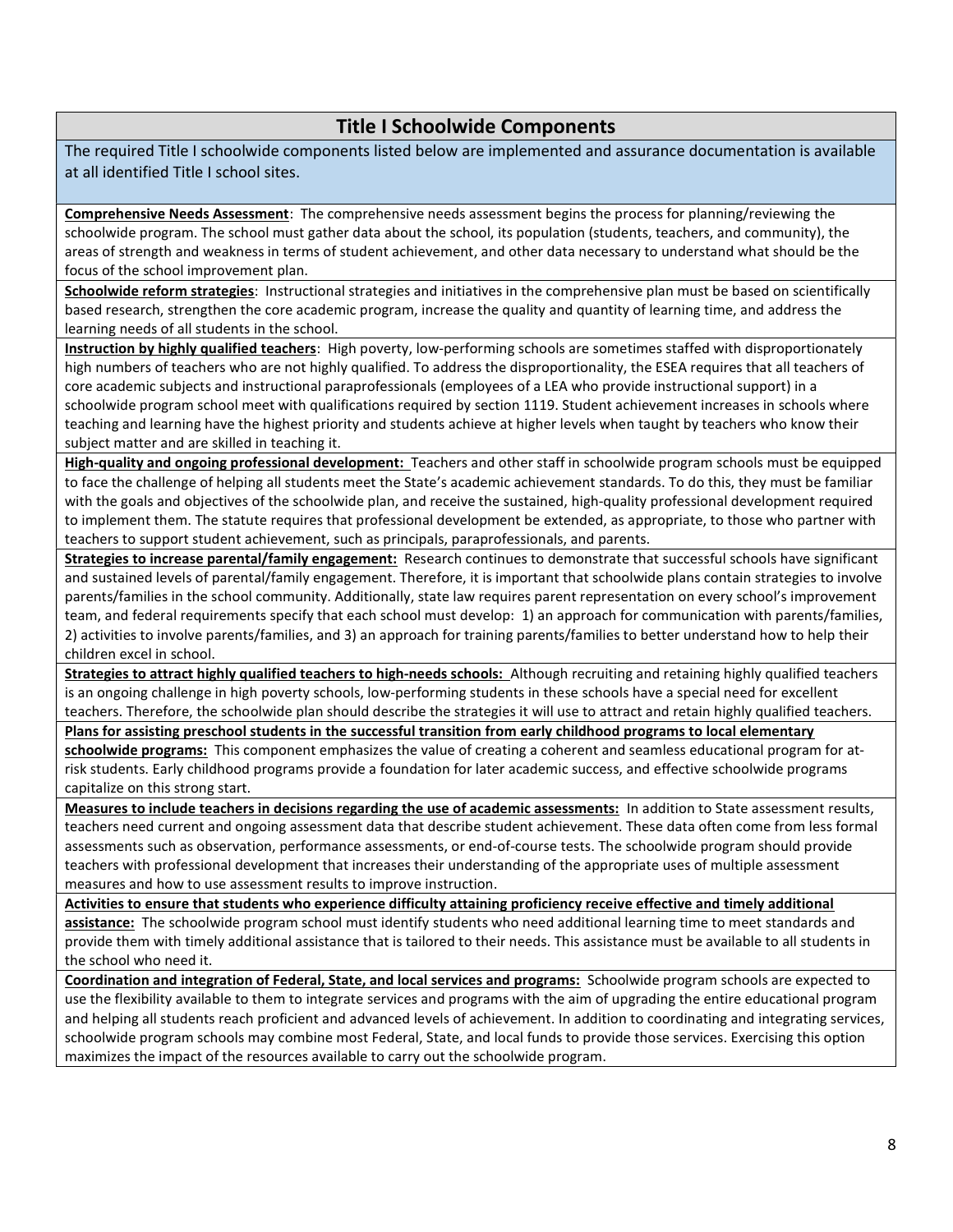## Title I Schoolwide Components

The required Title I schoolwide components listed below are implemented and assurance documentation is available at all identified Title I school sites.

**Comprehensive Needs Assessment**: The comprehensive needs assessment begins the process for planning/reviewing the schoolwide program. The school must gather data about the school, its population (students, teachers, and community), the areas of strength and weakness in terms of student achievement, and other data necessary to understand what should be the focus of the school improvement plan.

**Schoolwide reform strategies**: Instructional strategies and initiatives in the comprehensive plan must be based on scientifically based research, strengthen the core academic program, increase the quality and quantity of learning time, and address the learning needs of all students in the school.

**Instruction by highly qualified teachers**: High poverty, low-performing schools are sometimes staffed with disproportionately high numbers of teachers who are not highly qualified. To address the disproportionality, the ESEA requires that all teachers of core academic subjects and instructional paraprofessionals (employees of a LEA who provide instructional support) in a schoolwide program school meet with qualifications required by section 1119. Student achievement increases in schools where teaching and learning have the highest priority and students achieve at higher levels when taught by teachers who know their subject matter and are skilled in teaching it.

**High-quality and ongoing professional development:** Teachers and other staff in schoolwide program schools must be equipped to face the challenge of helping all students meet the State's academic achievement standards. To do this, they must be familiar with the goals and objectives of the schoolwide plan, and receive the sustained, high-quality professional development required to implement them. The statute requires that professional development be extended, as appropriate, to those who partner with teachers to support student achievement, such as principals, paraprofessionals, and parents.

**Strategies to increase parental/family engagement:** Research continues to demonstrate that successful schools have significant and sustained levels of parental/family engagement. Therefore, it is important that schoolwide plans contain strategies to involve parents/families in the school community. Additionally, state law requires parent representation on every school's improvement team, and federal requirements specify that each school must develop: 1) an approach for communication with parents/families, 2) activities to involve parents/families, and 3) an approach for training parents/families to better understand how to help their children excel in school.

**Strategies to attract highly qualified teachers to high-needs schools:** Although recruiting and retaining highly qualified teachers is an ongoing challenge in high poverty schools, low-performing students in these schools have a special need for excellent teachers. Therefore, the schoolwide plan should describe the strategies it will use to attract and retain highly qualified teachers.

**Plans for assisting preschool students in the successful transition from early childhood programs to local elementary schoolwide programs:** This component emphasizes the value of creating a coherent and seamless educational program for at-risk students. Early childhood programs provide a foundation for later academic success, and effective schoolwide programs capitalize on this strong start.

**Measures to include teachers in decisions regarding the use of academic assessments:** In addition to State assessment results, teachers need current and ongoing assessment data that describe student achievement. These data often come from less formal assessments such as observation, performance assessments, or end-of-course tests. The schoolwide program should provide teachers with professional development that increases their understanding of the appropriate uses of multiple assessment measures and how to use assessment results to improve instruction.

**Activities to ensure that students who experience difficulty attaining proficiency receive effective and timely additional assistance:** The schoolwide program school must identify students who need additional learning time to meet standards and provide them with timely additional assistance that is tailored to their needs. This assistance must be available to all students in the school who need it.

**Coordination and integration of Federal, State, and local services and programs:** Schoolwide program schools are expected to use the flexibility available to them to integrate services and programs with the aim of upgrading the entire educational program and helping all students reach proficient and advanced levels of achievement. In addition to coordinating and integrating services, schoolwide program schools may combine most Federal, State, and local funds to provide those services. Exercising this option maximizes the impact of the resources available to carry out the schoolwide program.